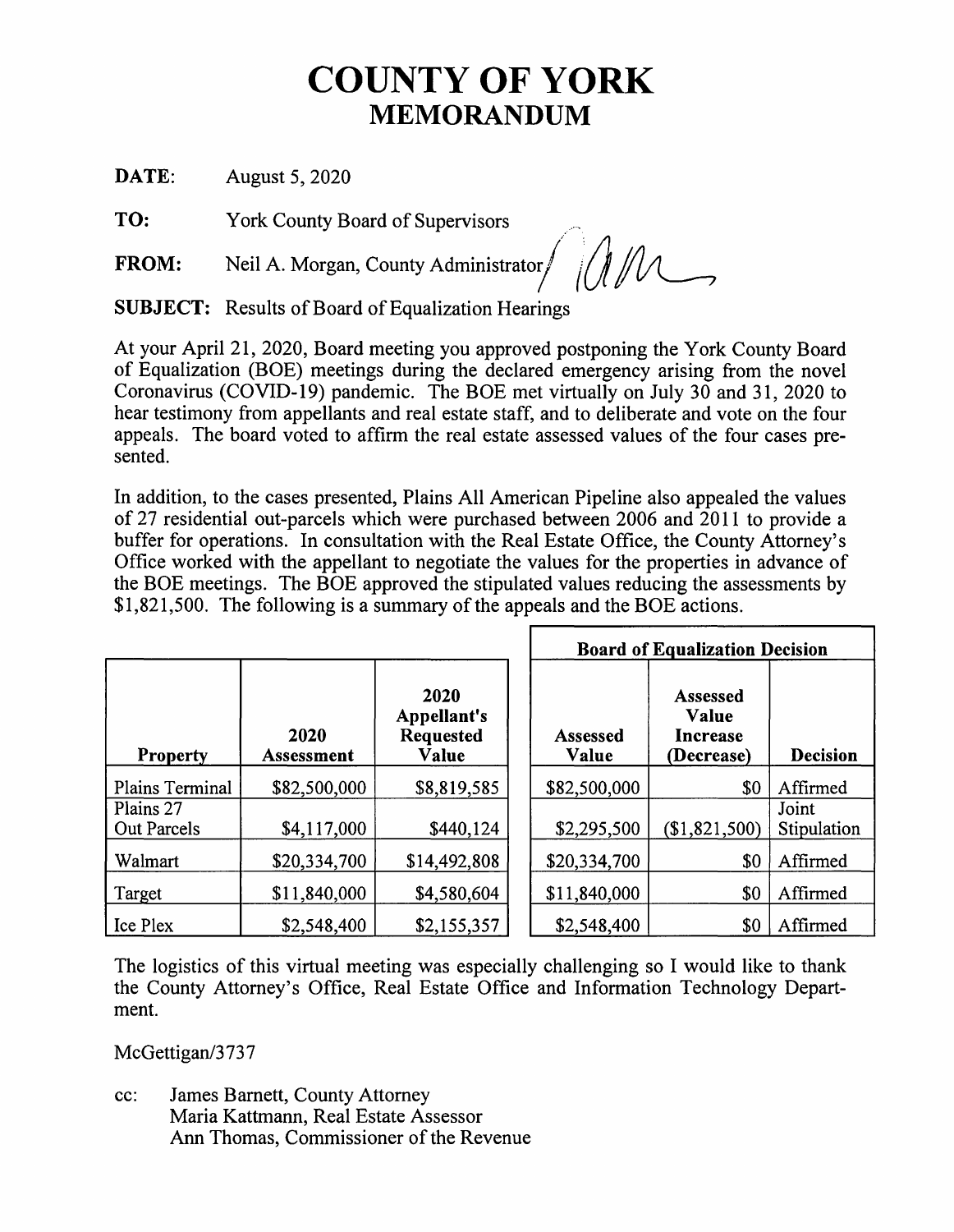# COUNTY OF YORK
## MEMORANDUM

**DATE:** August 5, 2020

**TO:** York County Board of Supervisors

**FROM:** Neil A. Morgan, County Administrator

**SUBJECT:** Results of Board of Equalization Hearings

At your April 21, 2020, Board meeting you approved postponing the York County Board of Equalization (BOE) meetings during the declared emergency arising from the novel Coronavirus (COVID-19) pandemic. The BOE met virtually on July 30 and 31, 2020 to hear testimony from appellants and real estate staff, and to deliberate and vote on the four appeals. The board voted to affirm the real estate assessed values of the four cases presented.

In addition, to the cases presented, Plains All American Pipeline also appealed the values of 27 residential out-parcels which were purchased between 2006 and 2011 to provide a buffer for operations. In consultation with the Real Estate Office, the County Attorney's Office worked with the appellant to negotiate the values for the properties in advance of the BOE meetings. The BOE approved the stipulated values reducing the assessments by $1,821,500. The following is a summary of the appeals and the BOE actions.

| | | | Board of Equalization Decision | | |
|---|---|---|---|---|---|
| **Property** | **2020 Assessment** | **2020 Appellant's Requested Value** | **Assessed Value** | **Assessed Value Increase (Decrease)** | **Decision** |
| Plains Terminal | $82,500,000 | $8,819,585 | $82,500,000 | $0 | Affirmed |
| Plains 27 Out Parcels | $4,117,000 | $440,124 | $2,295,500 | ($1,821,500) | Joint Stipulation |
| Walmart | $20,334,700 | $14,492,808 | $20,334,700 | $0 | Affirmed |
| Target | $11,840,000 | $4,580,604 | $11,840,000 | $0 | Affirmed |
| Ice Plex | $2,548,400 | $2,155,357 | $2,548,400 | $0 | Affirmed |

The logistics of this virtual meeting was especially challenging so I would like to thank the County Attorney's Office, Real Estate Office and Information Technology Department.

McGettigan/3737

cc: James Barnett, County Attorney
Maria Kattmann, Real Estate Assessor
Ann Thomas, Commissioner of the Revenue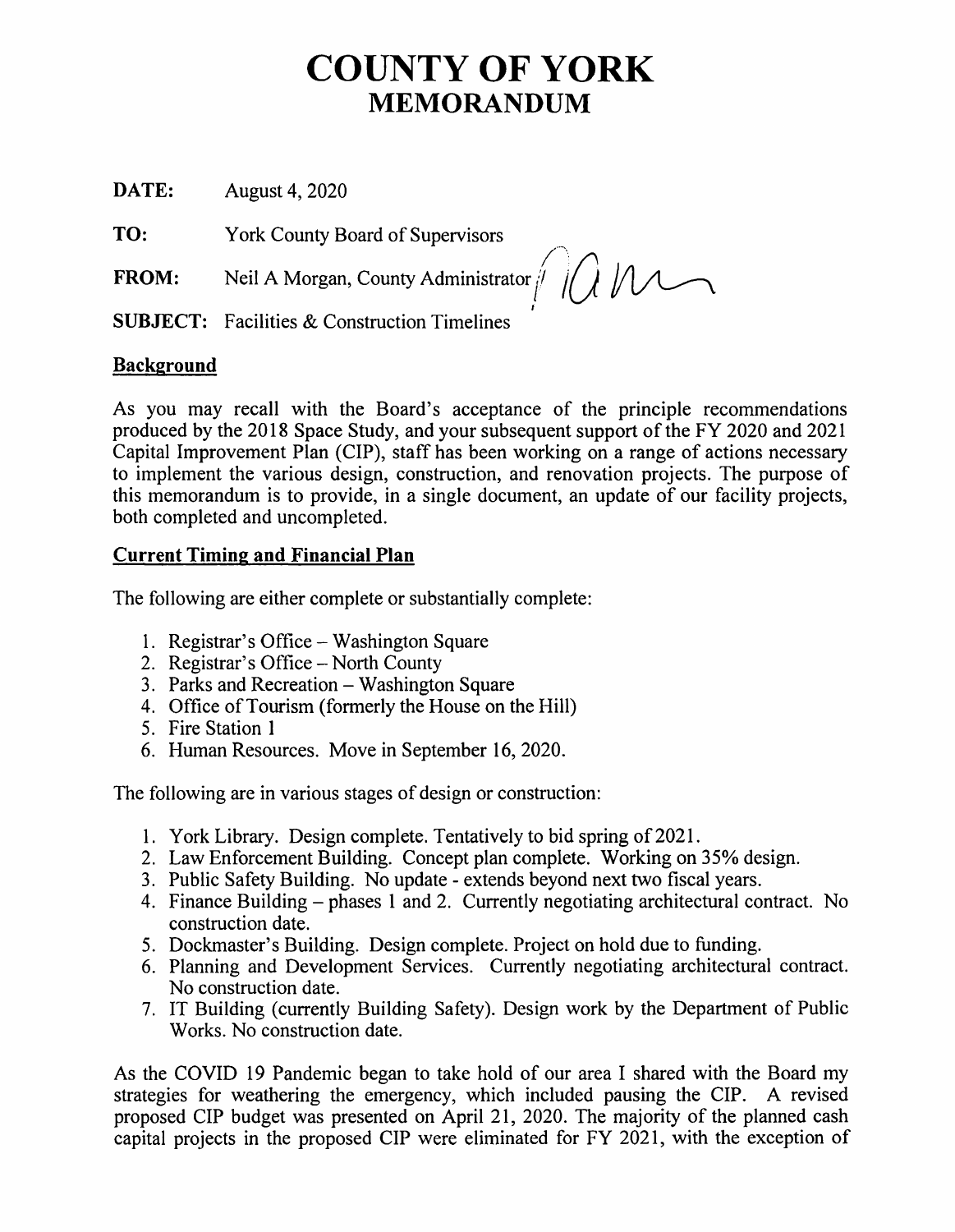# COUNTY OF YORK
## MEMORANDUM

**DATE:** August 4, 2020

**TO:** York County Board of Supervisors

**FROM:** Neil A Morgan, County Administrator

**SUBJECT:** Facilities & Construction Timelines

### Background

As you may recall with the Board's acceptance of the principle recommendations produced by the 2018 Space Study, and your subsequent support of the FY 2020 and 2021 Capital Improvement Plan (CIP), staff has been working on a range of actions necessary to implement the various design, construction, and renovation projects. The purpose of this memorandum is to provide, in a single document, an update of our facility projects, both completed and uncompleted.

### Current Timing and Financial Plan

The following are either complete or substantially complete:

1. Registrar's Office – Washington Square
2. Registrar's Office – North County
3. Parks and Recreation – Washington Square
4. Office of Tourism (formerly the House on the Hill)
5. Fire Station 1
6. Human Resources. Move in September 16, 2020.

The following are in various stages of design or construction:

1. York Library. Design complete. Tentatively to bid spring of 2021.
2. Law Enforcement Building. Concept plan complete. Working on 35% design.
3. Public Safety Building. No update - extends beyond next two fiscal years.
4. Finance Building – phases 1 and 2. Currently negotiating architectural contract. No construction date.
5. Dockmaster's Building. Design complete. Project on hold due to funding.
6. Planning and Development Services. Currently negotiating architectural contract. No construction date.
7. IT Building (currently Building Safety). Design work by the Department of Public Works. No construction date.

As the COVID 19 Pandemic began to take hold of our area I shared with the Board my strategies for weathering the emergency, which included pausing the CIP. A revised proposed CIP budget was presented on April 21, 2020. The majority of the planned cash capital projects in the proposed CIP were eliminated for FY 2021, with the exception of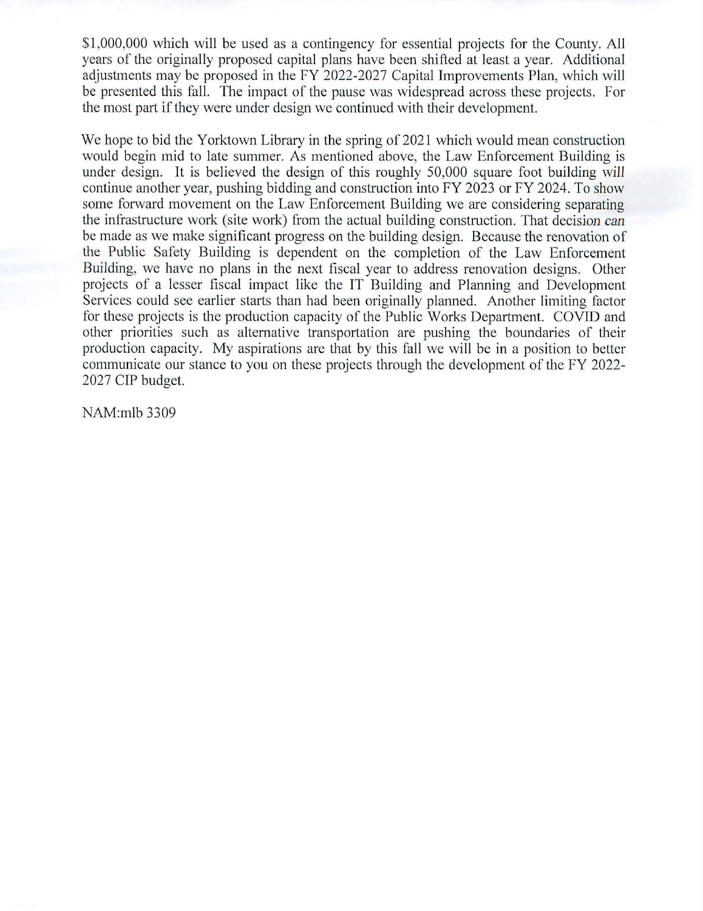$1,000,000 which will be used as a contingency for essential projects for the County. All years of the originally proposed capital plans have been shifted at least a year. Additional adjustments may be proposed in the FY 2022-2027 Capital Improvements Plan, which will be presented this fall. The impact of the pause was widespread across these projects. For the most part if they were under design we continued with their development.

We hope to bid the Yorktown Library in the spring of 2021 which would mean construction would begin mid to late summer. As mentioned above, the Law Enforcement Building is under design. It is believed the design of this roughly 50,000 square foot building will continue another year, pushing bidding and construction into FY 2023 or FY 2024. To show some forward movement on the Law Enforcement Building we are considering separating the infrastructure work (site work) from the actual building construction. That decision can be made as we make significant progress on the building design. Because the renovation of the Public Safety Building is dependent on the completion of the Law Enforcement Building, we have no plans in the next fiscal year to address renovation designs. Other projects of a lesser fiscal impact like the IT Building and Planning and Development Services could see earlier starts than had been originally planned. Another limiting factor for these projects is the production capacity of the Public Works Department. COVID and other priorities such as alternative transportation are pushing the boundaries of their production capacity. My aspirations are that by this fall we will be in a position to better communicate our stance to you on these projects through the development of the FY 2022-2027 CIP budget.

NAM:mlb 3309